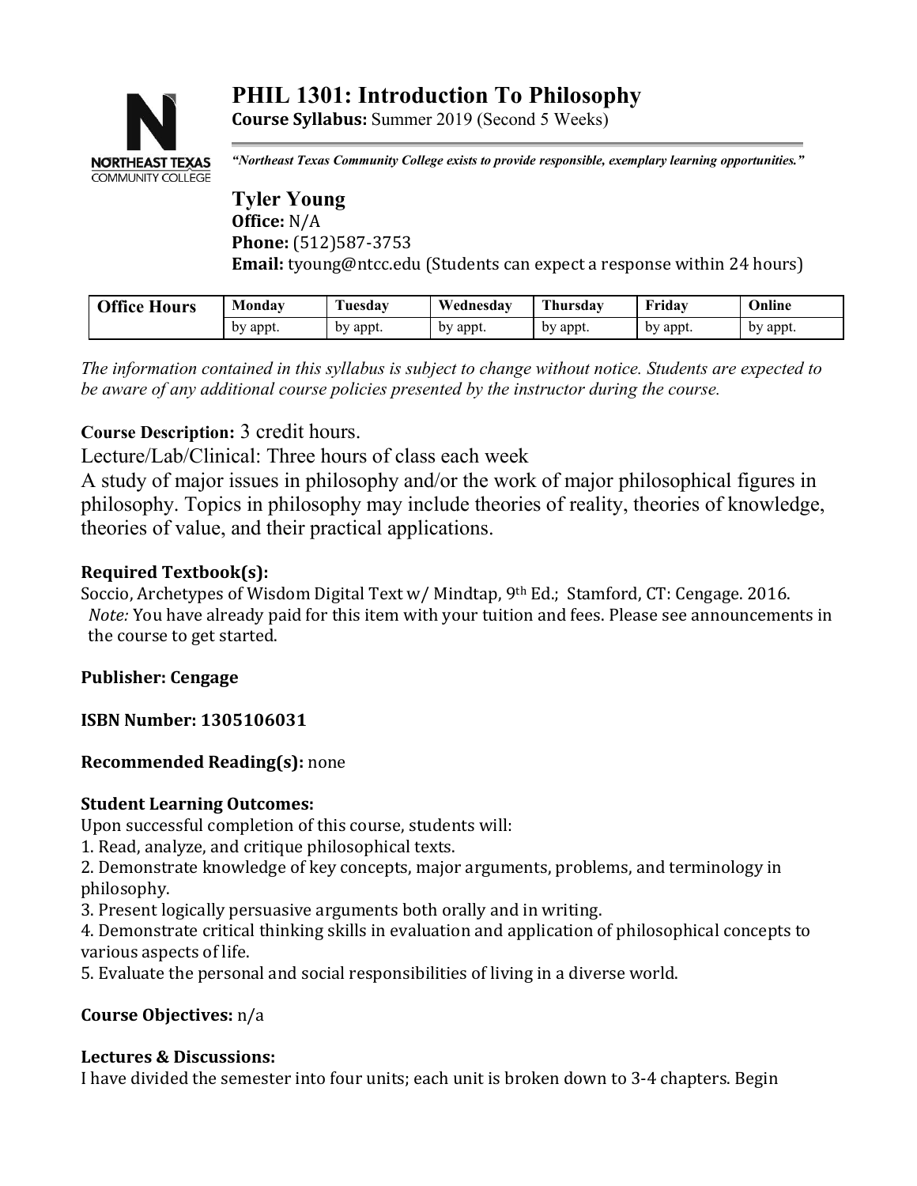# PHIL 1301: Introduction To Philosophy

**Course Syllabus:** Summer 2019 (Second 5 Weeks)

*"Northeast Texas Community College exists to provide responsible, exemplary learning opportunities."*

## Tyler Young

**Office:** N/A
**Phone:** (512)587-3753
**Email:** tyoung@ntcc.edu (Students can expect a response within 24 hours)

| Office Hours | Monday | Tuesday | Wednesday | Thursday | Friday | Online |
|---|---|---|---|---|---|---|
| | by appt. | by appt. | by appt. | by appt. | by appt. | by appt. |

*The information contained in this syllabus is subject to change without notice. Students are expected to be aware of any additional course policies presented by the instructor during the course.*

**Course Description:** 3 credit hours.
Lecture/Lab/Clinical: Three hours of class each week
A study of major issues in philosophy and/or the work of major philosophical figures in philosophy. Topics in philosophy may include theories of reality, theories of knowledge, theories of value, and their practical applications.

**Required Textbook(s):**
Soccio, Archetypes of Wisdom Digital Text w/ Mindtap, 9th Ed.; Stamford, CT: Cengage. 2016.
*Note:* You have already paid for this item with your tuition and fees. Please see announcements in the course to get started.

**Publisher: Cengage**

**ISBN Number: 1305106031**

**Recommended Reading(s):** none

**Student Learning Outcomes:**
Upon successful completion of this course, students will:
1. Read, analyze, and critique philosophical texts.
2. Demonstrate knowledge of key concepts, major arguments, problems, and terminology in philosophy.
3. Present logically persuasive arguments both orally and in writing.
4. Demonstrate critical thinking skills in evaluation and application of philosophical concepts to various aspects of life.
5. Evaluate the personal and social responsibilities of living in a diverse world.

**Course Objectives:** n/a

**Lectures & Discussions:**
I have divided the semester into four units; each unit is broken down to 3-4 chapters. Begin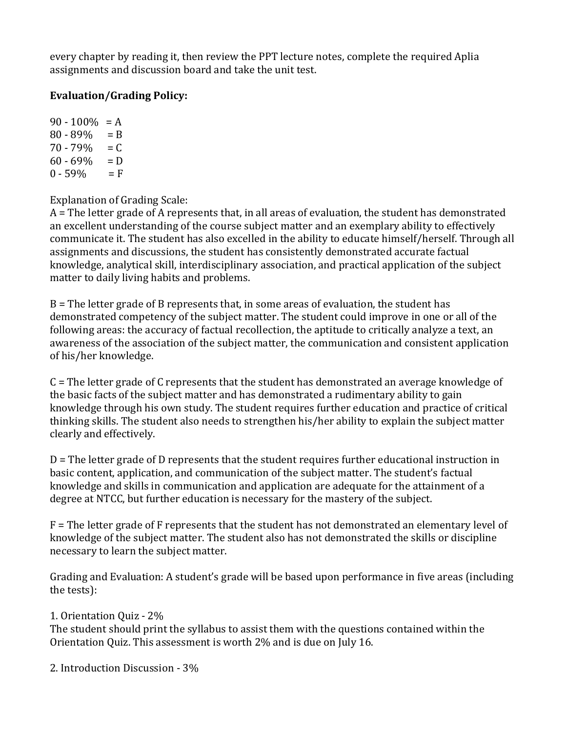every chapter by reading it, then review the PPT lecture notes, complete the required Aplia assignments and discussion board and take the unit test.

**Evaluation/Grading Policy:**

90 - 100% = A
80 - 89% = B
70 - 79% = C
60 - 69% = D
0 - 59% = F

Explanation of Grading Scale:
A = The letter grade of A represents that, in all areas of evaluation, the student has demonstrated an excellent understanding of the course subject matter and an exemplary ability to effectively communicate it. The student has also excelled in the ability to educate himself/herself. Through all assignments and discussions, the student has consistently demonstrated accurate factual knowledge, analytical skill, interdisciplinary association, and practical application of the subject matter to daily living habits and problems.

B = The letter grade of B represents that, in some areas of evaluation, the student has demonstrated competency of the subject matter. The student could improve in one or all of the following areas: the accuracy of factual recollection, the aptitude to critically analyze a text, an awareness of the association of the subject matter, the communication and consistent application of his/her knowledge.

C = The letter grade of C represents that the student has demonstrated an average knowledge of the basic facts of the subject matter and has demonstrated a rudimentary ability to gain knowledge through his own study. The student requires further education and practice of critical thinking skills. The student also needs to strengthen his/her ability to explain the subject matter clearly and effectively.

D = The letter grade of D represents that the student requires further educational instruction in basic content, application, and communication of the subject matter. The student's factual knowledge and skills in communication and application are adequate for the attainment of a degree at NTCC, but further education is necessary for the mastery of the subject.

F = The letter grade of F represents that the student has not demonstrated an elementary level of knowledge of the subject matter. The student also has not demonstrated the skills or discipline necessary to learn the subject matter.

Grading and Evaluation: A student's grade will be based upon performance in five areas (including the tests):

1. Orientation Quiz - 2%
The student should print the syllabus to assist them with the questions contained within the Orientation Quiz. This assessment is worth 2% and is due on July 16.

2. Introduction Discussion - 3%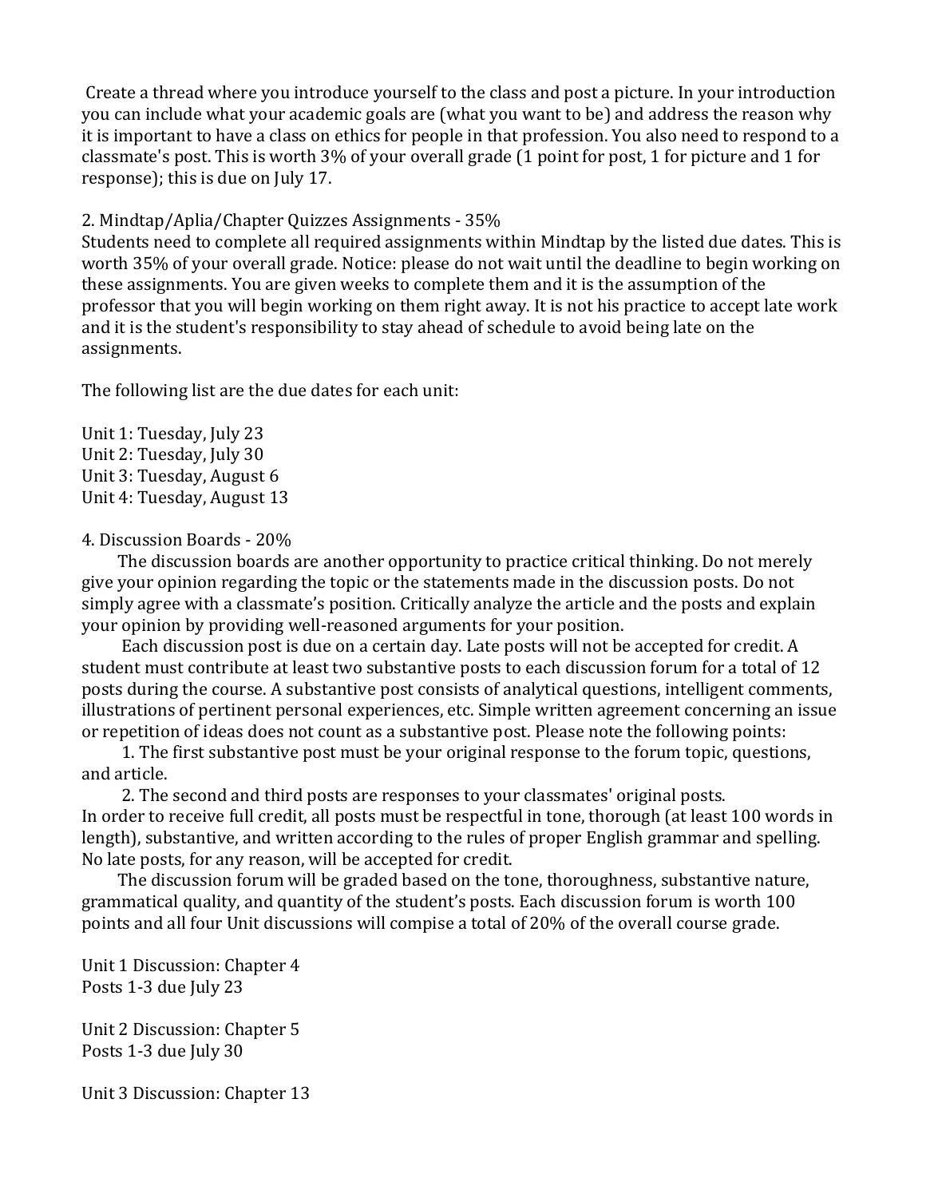Create a thread where you introduce yourself to the class and post a picture. In your introduction you can include what your academic goals are (what you want to be) and address the reason why it is important to have a class on ethics for people in that profession. You also need to respond to a classmate's post. This is worth 3% of your overall grade (1 point for post, 1 for picture and 1 for response); this is due on July 17.

2. Mindtap/Aplia/Chapter Quizzes Assignments - 35%

Students need to complete all required assignments within Mindtap by the listed due dates. This is worth 35% of your overall grade. Notice: please do not wait until the deadline to begin working on these assignments. You are given weeks to complete them and it is the assumption of the professor that you will begin working on them right away. It is not his practice to accept late work and it is the student's responsibility to stay ahead of schedule to avoid being late on the assignments.

The following list are the due dates for each unit:

Unit 1: Tuesday, July 23
Unit 2: Tuesday, July 30
Unit 3: Tuesday, August 6
Unit 4: Tuesday, August 13

4. Discussion Boards - 20%

The discussion boards are another opportunity to practice critical thinking. Do not merely give your opinion regarding the topic or the statements made in the discussion posts. Do not simply agree with a classmate's position. Critically analyze the article and the posts and explain your opinion by providing well-reasoned arguments for your position.

Each discussion post is due on a certain day. Late posts will not be accepted for credit. A student must contribute at least two substantive posts to each discussion forum for a total of 12 posts during the course. A substantive post consists of analytical questions, intelligent comments, illustrations of pertinent personal experiences, etc. Simple written agreement concerning an issue or repetition of ideas does not count as a substantive post. Please note the following points:

1. The first substantive post must be your original response to the forum topic, questions, and article.
2. The second and third posts are responses to your classmates' original posts.

In order to receive full credit, all posts must be respectful in tone, thorough (at least 100 words in length), substantive, and written according to the rules of proper English grammar and spelling. No late posts, for any reason, will be accepted for credit.

The discussion forum will be graded based on the tone, thoroughness, substantive nature, grammatical quality, and quantity of the student's posts. Each discussion forum is worth 100 points and all four Unit discussions will compise a total of 20% of the overall course grade.

Unit 1 Discussion: Chapter 4
Posts 1-3 due July 23

Unit 2 Discussion: Chapter 5
Posts 1-3 due July 30

Unit 3 Discussion: Chapter 13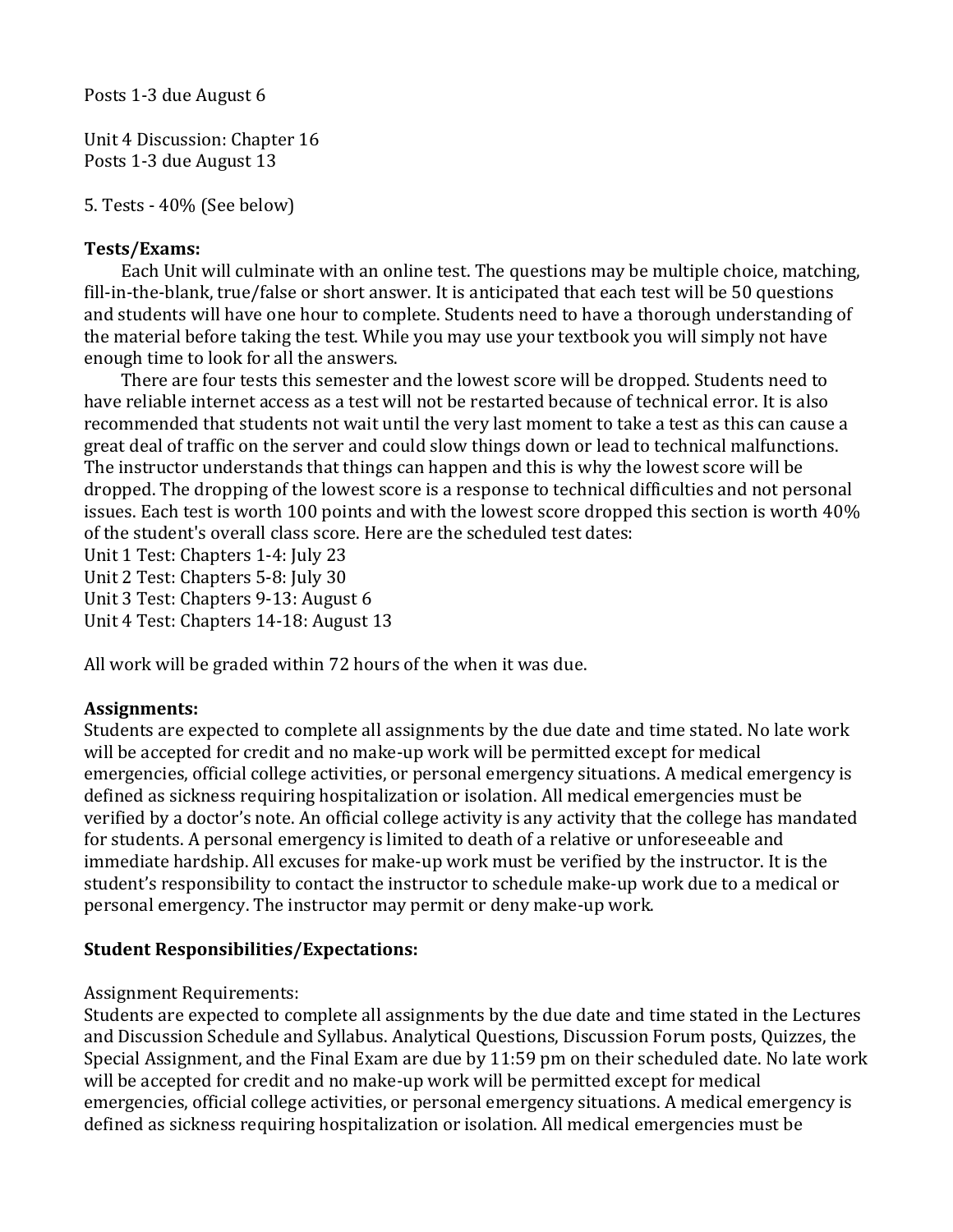Posts 1-3 due August 6

Unit 4 Discussion: Chapter 16
Posts 1-3 due August 13

5. Tests - 40% (See below)

**Tests/Exams:**

Each Unit will culminate with an online test. The questions may be multiple choice, matching, fill-in-the-blank, true/false or short answer. It is anticipated that each test will be 50 questions and students will have one hour to complete. Students need to have a thorough understanding of the material before taking the test. While you may use your textbook you will simply not have enough time to look for all the answers.

There are four tests this semester and the lowest score will be dropped. Students need to have reliable internet access as a test will not be restarted because of technical error. It is also recommended that students not wait until the very last moment to take a test as this can cause a great deal of traffic on the server and could slow things down or lead to technical malfunctions. The instructor understands that things can happen and this is why the lowest score will be dropped. The dropping of the lowest score is a response to technical difficulties and not personal issues. Each test is worth 100 points and with the lowest score dropped this section is worth 40% of the student's overall class score. Here are the scheduled test dates:
Unit 1 Test: Chapters 1-4: July 23
Unit 2 Test: Chapters 5-8: July 30
Unit 3 Test: Chapters 9-13: August 6
Unit 4 Test: Chapters 14-18: August 13

All work will be graded within 72 hours of the when it was due.

**Assignments:**

Students are expected to complete all assignments by the due date and time stated. No late work will be accepted for credit and no make-up work will be permitted except for medical emergencies, official college activities, or personal emergency situations. A medical emergency is defined as sickness requiring hospitalization or isolation. All medical emergencies must be verified by a doctor's note. An official college activity is any activity that the college has mandated for students. A personal emergency is limited to death of a relative or unforeseeable and immediate hardship. All excuses for make-up work must be verified by the instructor. It is the student's responsibility to contact the instructor to schedule make-up work due to a medical or personal emergency. The instructor may permit or deny make-up work.

**Student Responsibilities/Expectations:**

Assignment Requirements:
Students are expected to complete all assignments by the due date and time stated in the Lectures and Discussion Schedule and Syllabus. Analytical Questions, Discussion Forum posts, Quizzes, the Special Assignment, and the Final Exam are due by 11:59 pm on their scheduled date. No late work will be accepted for credit and no make-up work will be permitted except for medical emergencies, official college activities, or personal emergency situations. A medical emergency is defined as sickness requiring hospitalization or isolation. All medical emergencies must be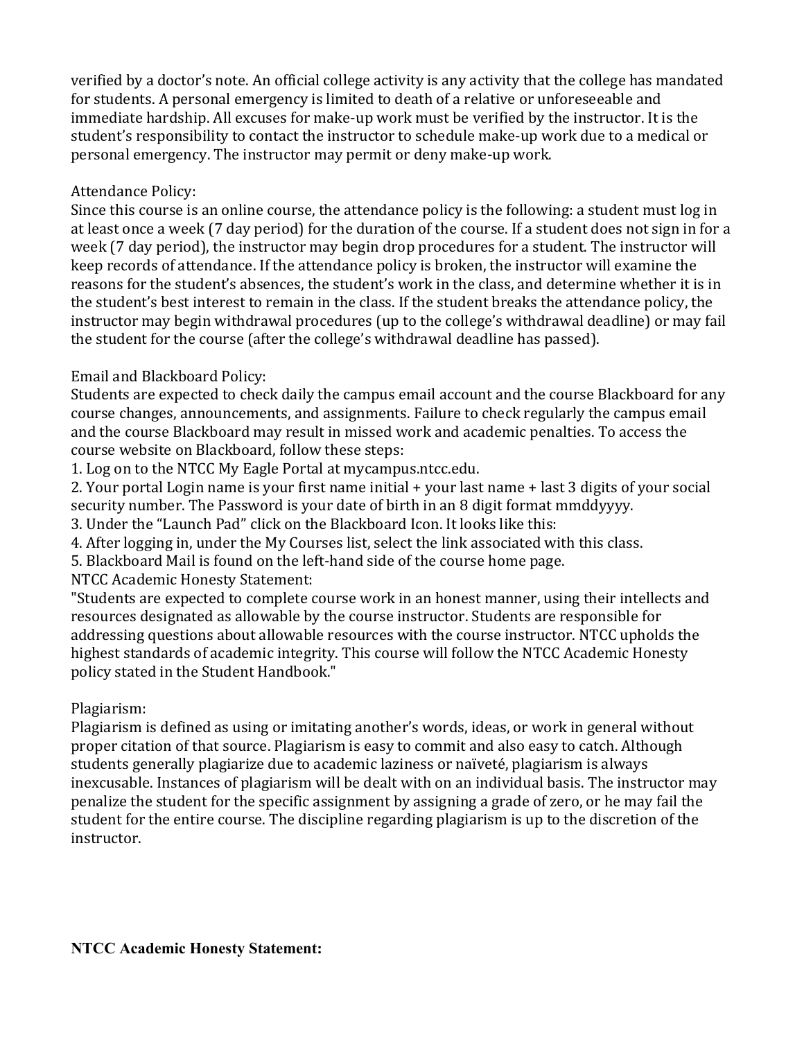verified by a doctor's note. An official college activity is any activity that the college has mandated for students. A personal emergency is limited to death of a relative or unforeseeable and immediate hardship. All excuses for make-up work must be verified by the instructor. It is the student's responsibility to contact the instructor to schedule make-up work due to a medical or personal emergency. The instructor may permit or deny make-up work.

Attendance Policy:
Since this course is an online course, the attendance policy is the following: a student must log in at least once a week (7 day period) for the duration of the course. If a student does not sign in for a week (7 day period), the instructor may begin drop procedures for a student. The instructor will keep records of attendance. If the attendance policy is broken, the instructor will examine the reasons for the student's absences, the student's work in the class, and determine whether it is in the student's best interest to remain in the class. If the student breaks the attendance policy, the instructor may begin withdrawal procedures (up to the college's withdrawal deadline) or may fail the student for the course (after the college's withdrawal deadline has passed).

Email and Blackboard Policy:
Students are expected to check daily the campus email account and the course Blackboard for any course changes, announcements, and assignments. Failure to check regularly the campus email and the course Blackboard may result in missed work and academic penalties. To access the course website on Blackboard, follow these steps:

1. Log on to the NTCC My Eagle Portal at mycampus.ntcc.edu.
2. Your portal Login name is your first name initial + your last name + last 3 digits of your social security number. The Password is your date of birth in an 8 digit format mmddyyyy.
3. Under the "Launch Pad" click on the Blackboard Icon. It looks like this:
4. After logging in, under the My Courses list, select the link associated with this class.
5. Blackboard Mail is found on the left-hand side of the course home page.

NTCC Academic Honesty Statement:
"Students are expected to complete course work in an honest manner, using their intellects and resources designated as allowable by the course instructor. Students are responsible for addressing questions about allowable resources with the course instructor. NTCC upholds the highest standards of academic integrity. This course will follow the NTCC Academic Honesty policy stated in the Student Handbook."

Plagiarism:
Plagiarism is defined as using or imitating another's words, ideas, or work in general without proper citation of that source. Plagiarism is easy to commit and also easy to catch. Although students generally plagiarize due to academic laziness or naïveté, plagiarism is always inexcusable. Instances of plagiarism will be dealt with on an individual basis. The instructor may penalize the student for the specific assignment by assigning a grade of zero, or he may fail the student for the entire course. The discipline regarding plagiarism is up to the discretion of the instructor.

**NTCC Academic Honesty Statement:**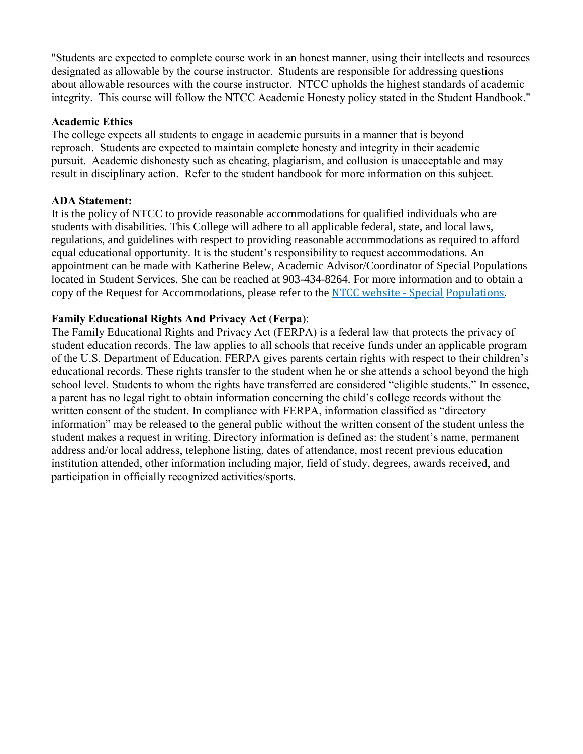"Students are expected to complete course work in an honest manner, using their intellects and resources designated as allowable by the course instructor. Students are responsible for addressing questions about allowable resources with the course instructor. NTCC upholds the highest standards of academic integrity. This course will follow the NTCC Academic Honesty policy stated in the Student Handbook."

**Academic Ethics**

The college expects all students to engage in academic pursuits in a manner that is beyond reproach. Students are expected to maintain complete honesty and integrity in their academic pursuit. Academic dishonesty such as cheating, plagiarism, and collusion is unacceptable and may result in disciplinary action. Refer to the student handbook for more information on this subject.

**ADA Statement:**

It is the policy of NTCC to provide reasonable accommodations for qualified individuals who are students with disabilities. This College will adhere to all applicable federal, state, and local laws, regulations, and guidelines with respect to providing reasonable accommodations as required to afford equal educational opportunity. It is the student's responsibility to request accommodations. An appointment can be made with Katherine Belew, Academic Advisor/Coordinator of Special Populations located in Student Services. She can be reached at 903-434-8264. For more information and to obtain a copy of the Request for Accommodations, please refer to the NTCC website - Special Populations.

**Family Educational Rights And Privacy Act** (**Ferpa**):

The Family Educational Rights and Privacy Act (FERPA) is a federal law that protects the privacy of student education records. The law applies to all schools that receive funds under an applicable program of the U.S. Department of Education. FERPA gives parents certain rights with respect to their children's educational records. These rights transfer to the student when he or she attends a school beyond the high school level. Students to whom the rights have transferred are considered "eligible students." In essence, a parent has no legal right to obtain information concerning the child's college records without the written consent of the student. In compliance with FERPA, information classified as "directory information" may be released to the general public without the written consent of the student unless the student makes a request in writing. Directory information is defined as: the student's name, permanent address and/or local address, telephone listing, dates of attendance, most recent previous education institution attended, other information including major, field of study, degrees, awards received, and participation in officially recognized activities/sports.